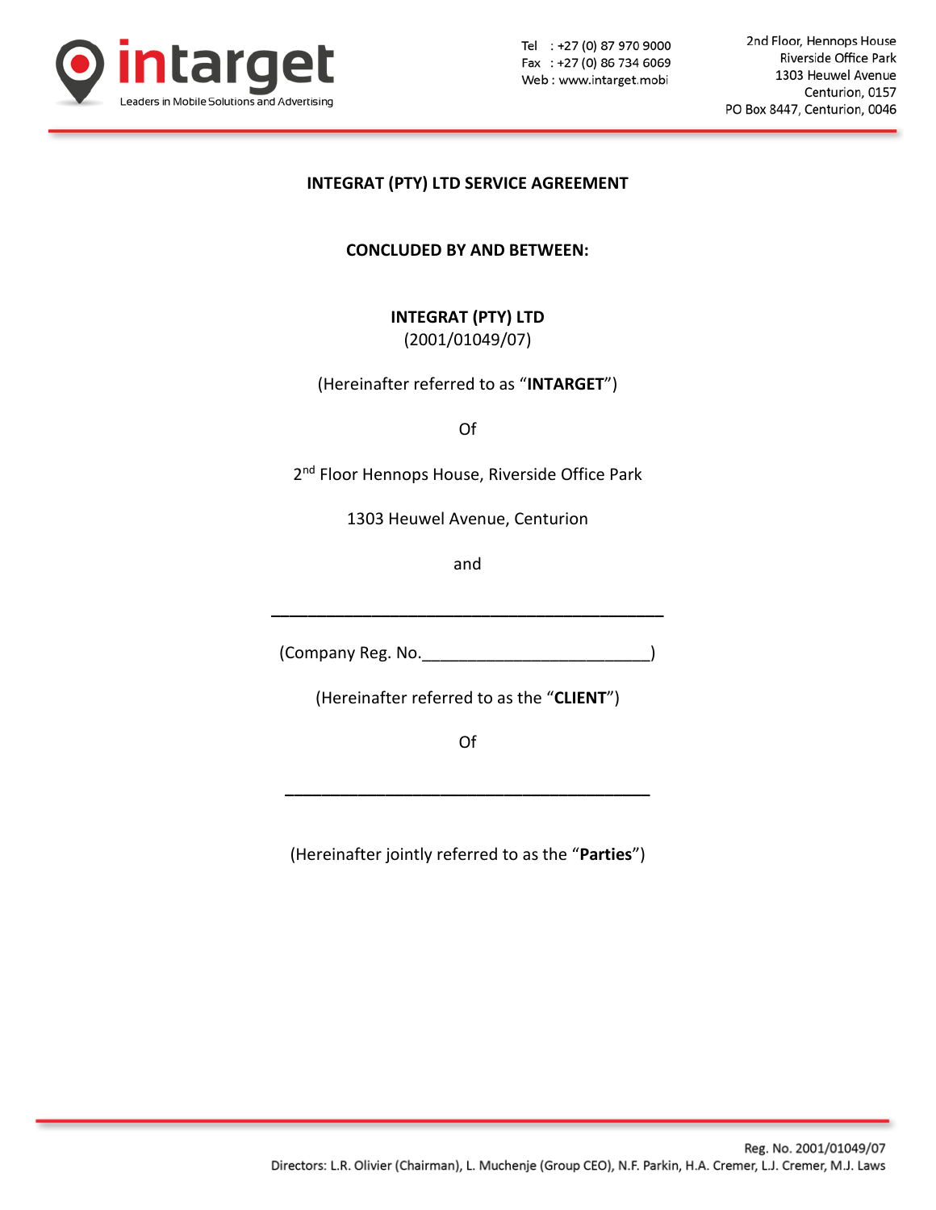**INTEGRAT (PTY) LTD SERVICE AGREEMENT**

**CONCLUDED BY AND BETWEEN:**

**INTEGRAT (PTY) LTD**
(2001/01049/07)

(Hereinafter referred to as “**INTARGET**”)

Of

2nd Floor Hennops House, Riverside Office Park

1303 Heuwel Avenue, Centurion

and

\_\_\_\_\_\_\_\_\_\_\_\_\_\_\_\_\_\_\_\_\_\_\_\_\_\_\_\_\_\_\_\_\_\_\_\_\_\_\_\_\_\_\_\_

(Company Reg. No.\_\_\_\_\_\_\_\_\_\_\_\_\_\_\_\_\_\_\_\_\_\_\_\_\_\_)

(Hereinafter referred to as the “**CLIENT**”)

Of

\_\_\_\_\_\_\_\_\_\_\_\_\_\_\_\_\_\_\_\_\_\_\_\_\_\_\_\_\_\_\_\_\_\_\_\_\_\_\_\_\_

(Hereinafter jointly referred to as the “**Parties**”)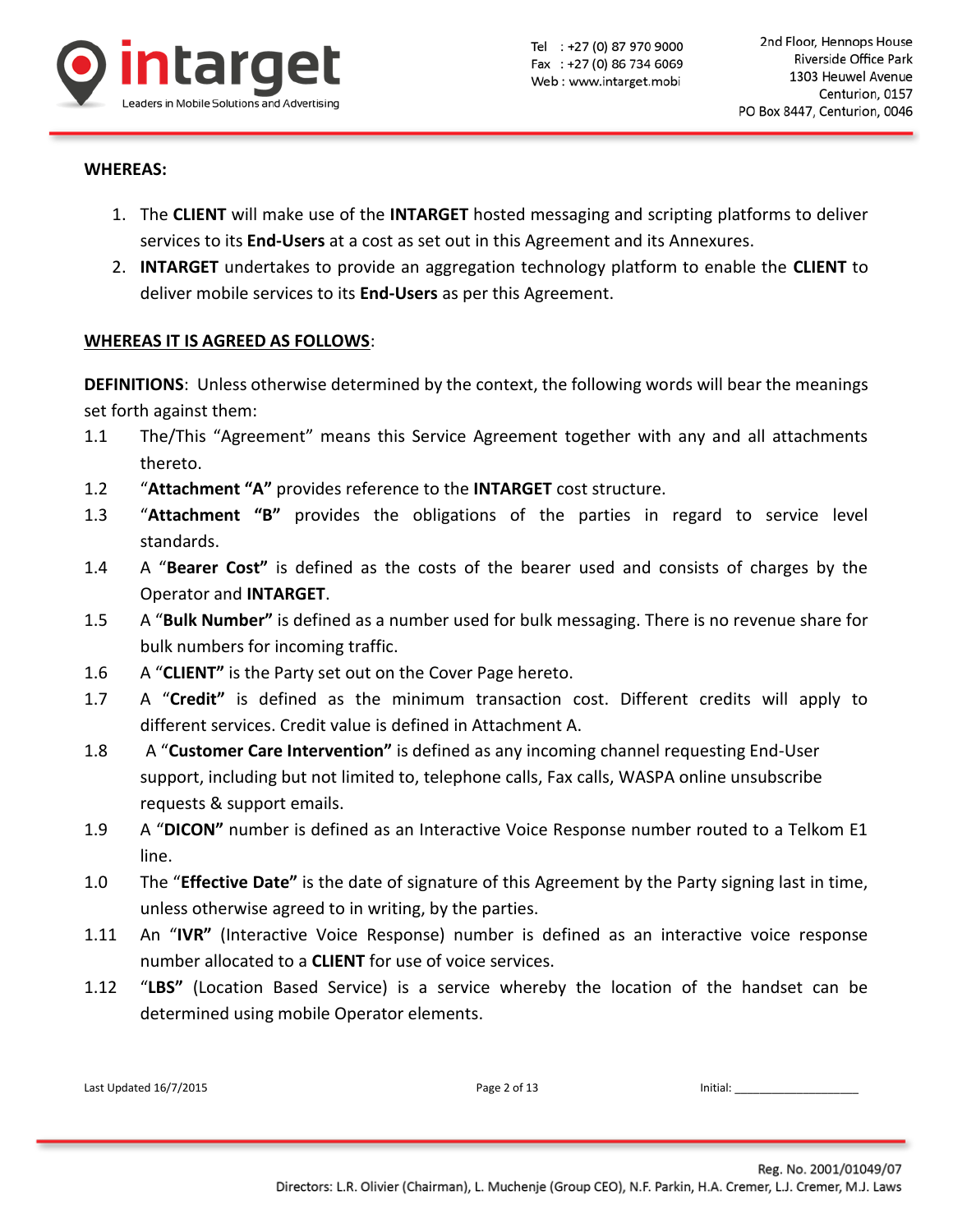**WHEREAS:**

1. The **CLIENT** will make use of the **INTARGET** hosted messaging and scripting platforms to deliver services to its **End-Users** at a cost as set out in this Agreement and its Annexures.
2. **INTARGET** undertakes to provide an aggregation technology platform to enable the **CLIENT** to deliver mobile services to its **End-Users** as per this Agreement.

**<u>WHEREAS IT IS AGREED AS FOLLOWS</u>**:

**DEFINITIONS**: Unless otherwise determined by the context, the following words will bear the meanings set forth against them:

1.1 The/This “Agreement” means this Service Agreement together with any and all attachments thereto.

1.2 “**Attachment “A”** provides reference to the **INTARGET** cost structure.

1.3 “**Attachment “B”** provides the obligations of the parties in regard to service level standards.

1.4 A “**Bearer Cost”** is defined as the costs of the bearer used and consists of charges by the Operator and **INTARGET**.

1.5 A “**Bulk Number”** is defined as a number used for bulk messaging. There is no revenue share for bulk numbers for incoming traffic.

1.6 A “**CLIENT”** is the Party set out on the Cover Page hereto.

1.7 A “**Credit”** is defined as the minimum transaction cost. Different credits will apply to different services. Credit value is defined in Attachment A.

1.8 A “**Customer Care Intervention”** is defined as any incoming channel requesting End-User support, including but not limited to, telephone calls, Fax calls, WASPA online unsubscribe requests & support emails.

1.9 A “**DICON”** number is defined as an Interactive Voice Response number routed to a Telkom E1 line.

1.0 The “**Effective Date”** is the date of signature of this Agreement by the Party signing last in time, unless otherwise agreed to in writing, by the parties.

1.11 An “**IVR”** (Interactive Voice Response) number is defined as an interactive voice response number allocated to a **CLIENT** for use of voice services.

1.12 “**LBS”** (Location Based Service) is a service whereby the location of the handset can be determined using mobile Operator elements.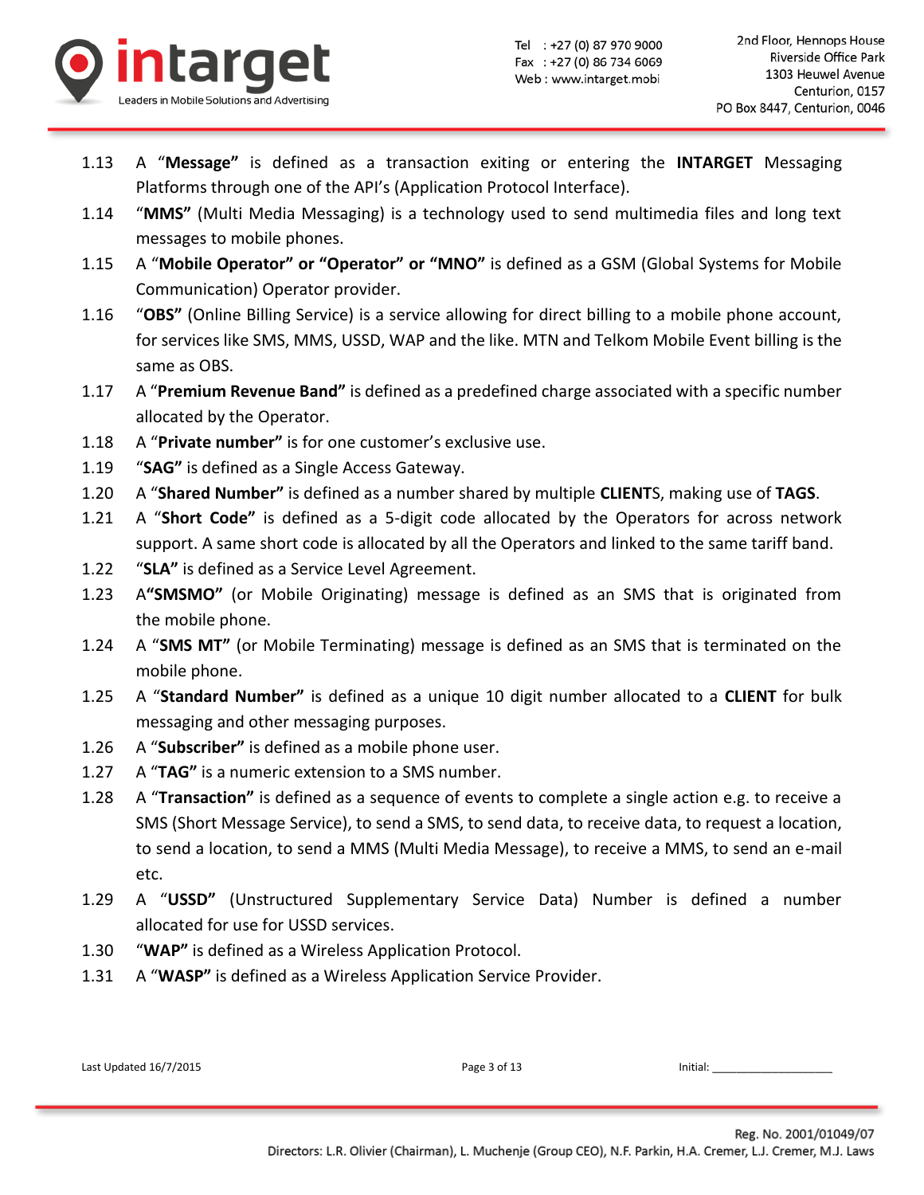1.13 A "**Message**" is defined as a transaction exiting or entering the **INTARGET** Messaging Platforms through one of the API's (Application Protocol Interface).

1.14 "**MMS**" (Multi Media Messaging) is a technology used to send multimedia files and long text messages to mobile phones.

1.15 A "**Mobile Operator" or "Operator" or "MNO"** is defined as a GSM (Global Systems for Mobile Communication) Operator provider.

1.16 "**OBS**" (Online Billing Service) is a service allowing for direct billing to a mobile phone account, for services like SMS, MMS, USSD, WAP and the like. MTN and Telkom Mobile Event billing is the same as OBS.

1.17 A "**Premium Revenue Band**" is defined as a predefined charge associated with a specific number allocated by the Operator.

1.18 A "**Private number**" is for one customer's exclusive use.

1.19 "**SAG**" is defined as a Single Access Gateway.

1.20 A "**Shared Number**" is defined as a number shared by multiple **CLIENT**S, making use of **TAGS**.

1.21 A "**Short Code**" is defined as a 5-digit code allocated by the Operators for across network support. A same short code is allocated by all the Operators and linked to the same tariff band.

1.22 "**SLA**" is defined as a Service Level Agreement.

1.23 A**"SMSMO"** (or Mobile Originating) message is defined as an SMS that is originated from the mobile phone.

1.24 A "**SMS MT**" (or Mobile Terminating) message is defined as an SMS that is terminated on the mobile phone.

1.25 A "**Standard Number**" is defined as a unique 10 digit number allocated to a **CLIENT** for bulk messaging and other messaging purposes.

1.26 A "**Subscriber**" is defined as a mobile phone user.

1.27 A "**TAG**" is a numeric extension to a SMS number.

1.28 A "**Transaction**" is defined as a sequence of events to complete a single action e.g. to receive a SMS (Short Message Service), to send a SMS, to send data, to receive data, to request a location, to send a location, to send a MMS (Multi Media Message), to receive a MMS, to send an e-mail etc.

1.29 A "**USSD**" (Unstructured Supplementary Service Data) Number is defined a number allocated for use for USSD services.

1.30 "**WAP**" is defined as a Wireless Application Protocol.

1.31 A "**WASP**" is defined as a Wireless Application Service Provider.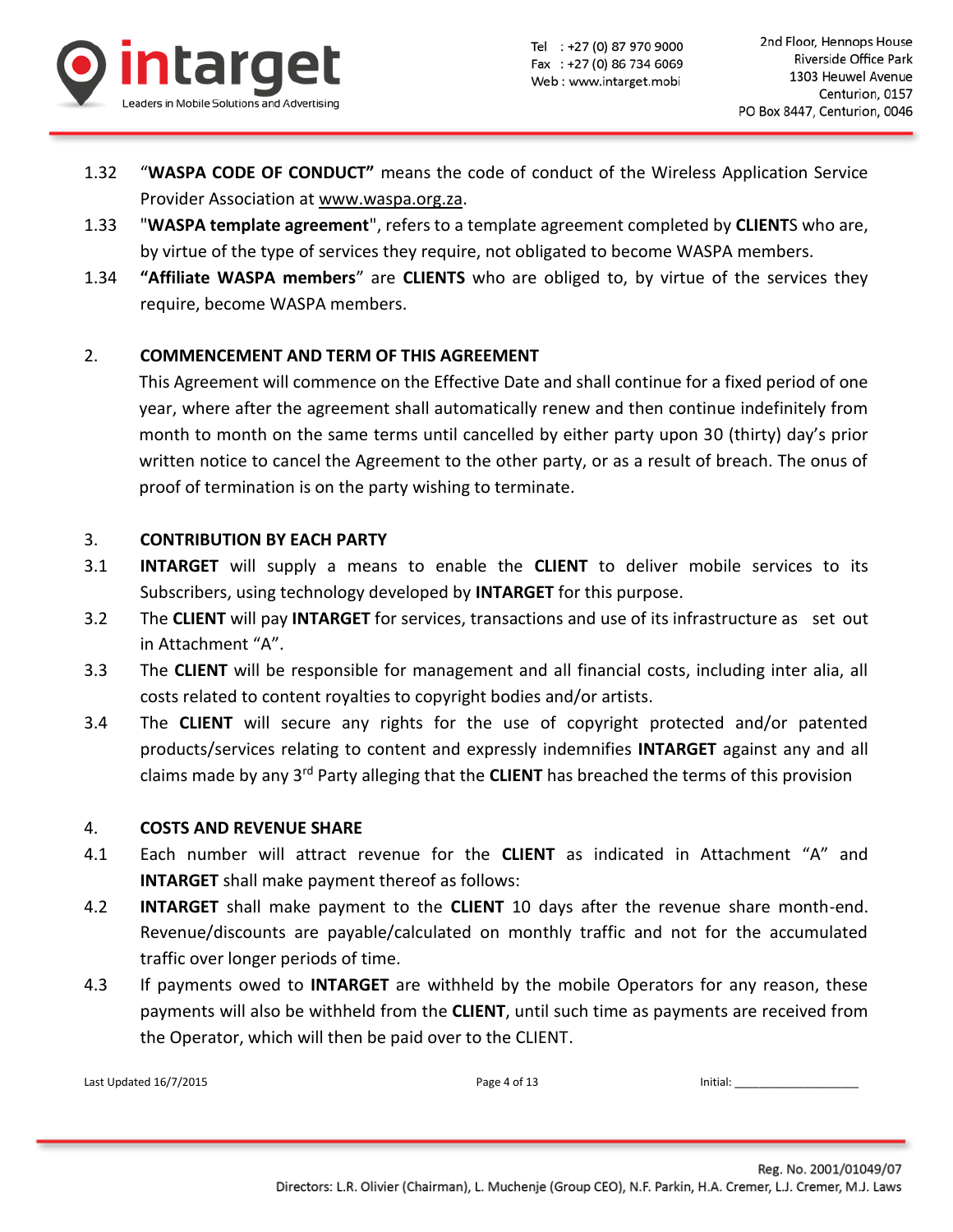1.32 "**WASPA CODE OF CONDUCT**" means the code of conduct of the Wireless Application Service Provider Association at www.waspa.org.za.

1.33 "**WASPA template agreement**", refers to a template agreement completed by **CLIENT**S who are, by virtue of the type of services they require, not obligated to become WASPA members.

1.34 "**Affiliate WASPA members**" are **CLIENTS** who are obliged to, by virtue of the services they require, become WASPA members.

## 2. COMMENCEMENT AND TERM OF THIS AGREEMENT

This Agreement will commence on the Effective Date and shall continue for a fixed period of one year, where after the agreement shall automatically renew and then continue indefinitely from month to month on the same terms until cancelled by either party upon 30 (thirty) day's prior written notice to cancel the Agreement to the other party, or as a result of breach. The onus of proof of termination is on the party wishing to terminate.

## 3. CONTRIBUTION BY EACH PARTY

3.1 **INTARGET** will supply a means to enable the **CLIENT** to deliver mobile services to its Subscribers, using technology developed by **INTARGET** for this purpose.

3.2 The **CLIENT** will pay **INTARGET** for services, transactions and use of its infrastructure as set out in Attachment "A".

3.3 The **CLIENT** will be responsible for management and all financial costs, including inter alia, all costs related to content royalties to copyright bodies and/or artists.

3.4 The **CLIENT** will secure any rights for the use of copyright protected and/or patented products/services relating to content and expressly indemnifies **INTARGET** against any and all claims made by any 3rd Party alleging that the **CLIENT** has breached the terms of this provision

## 4. COSTS AND REVENUE SHARE

4.1 Each number will attract revenue for the **CLIENT** as indicated in Attachment "A" and **INTARGET** shall make payment thereof as follows:

4.2 **INTARGET** shall make payment to the **CLIENT** 10 days after the revenue share month-end. Revenue/discounts are payable/calculated on monthly traffic and not for the accumulated traffic over longer periods of time.

4.3 If payments owed to **INTARGET** are withheld by the mobile Operators for any reason, these payments will also be withheld from the **CLIENT**, until such time as payments are received from the Operator, which will then be paid over to the CLIENT.

Last Updated 16/7/2015

Initial: ___________________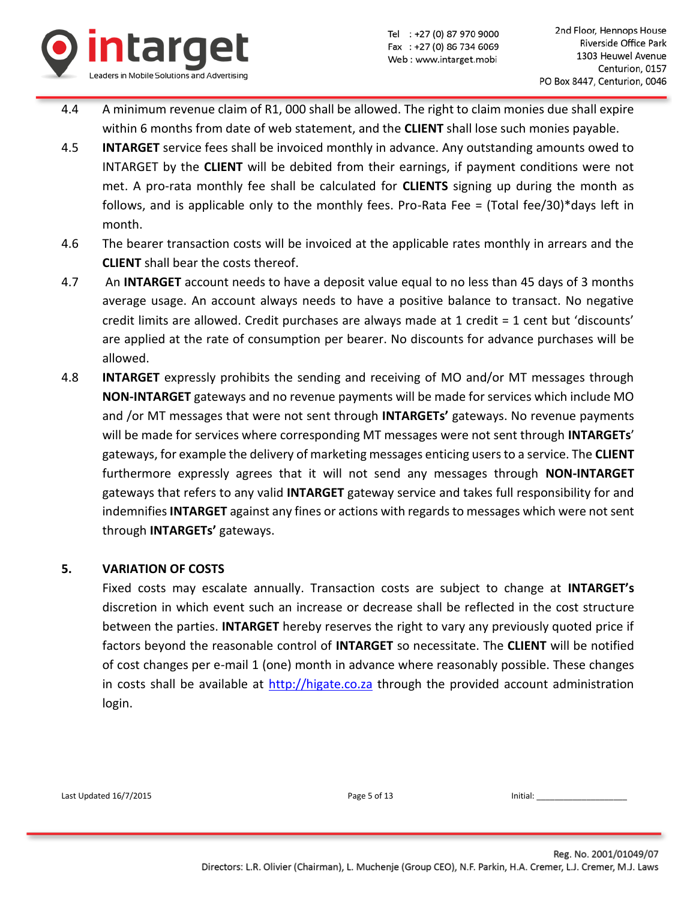4.4 A minimum revenue claim of R1, 000 shall be allowed. The right to claim monies due shall expire within 6 months from date of web statement, and the **CLIENT** shall lose such monies payable.

4.5 **INTARGET** service fees shall be invoiced monthly in advance. Any outstanding amounts owed to INTARGET by the **CLIENT** will be debited from their earnings, if payment conditions were not met. A pro-rata monthly fee shall be calculated for **CLIENTS** signing up during the month as follows, and is applicable only to the monthly fees. Pro-Rata Fee = (Total fee/30)*days left in month.

4.6 The bearer transaction costs will be invoiced at the applicable rates monthly in arrears and the **CLIENT** shall bear the costs thereof.

4.7 An **INTARGET** account needs to have a deposit value equal to no less than 45 days of 3 months average usage. An account always needs to have a positive balance to transact. No negative credit limits are allowed. Credit purchases are always made at 1 credit = 1 cent but 'discounts' are applied at the rate of consumption per bearer. No discounts for advance purchases will be allowed.

4.8 **INTARGET** expressly prohibits the sending and receiving of MO and/or MT messages through **NON-INTARGET** gateways and no revenue payments will be made for services which include MO and /or MT messages that were not sent through **INTARGETs'** gateways. No revenue payments will be made for services where corresponding MT messages were not sent through **INTARGETs**' gateways, for example the delivery of marketing messages enticing users to a service. The **CLIENT** furthermore expressly agrees that it will not send any messages through **NON-INTARGET** gateways that refers to any valid **INTARGET** gateway service and takes full responsibility for and indemnifies **INTARGET** against any fines or actions with regards to messages which were not sent through **INTARGETs'** gateways.

## 5. VARIATION OF COSTS

Fixed costs may escalate annually. Transaction costs are subject to change at **INTARGET's** discretion in which event such an increase or decrease shall be reflected in the cost structure between the parties. **INTARGET** hereby reserves the right to vary any previously quoted price if factors beyond the reasonable control of **INTARGET** so necessitate. The **CLIENT** will be notified of cost changes per e-mail 1 (one) month in advance where reasonably possible. These changes in costs shall be available at [http://higate.co.za](http://higate.co.za) through the provided account administration login.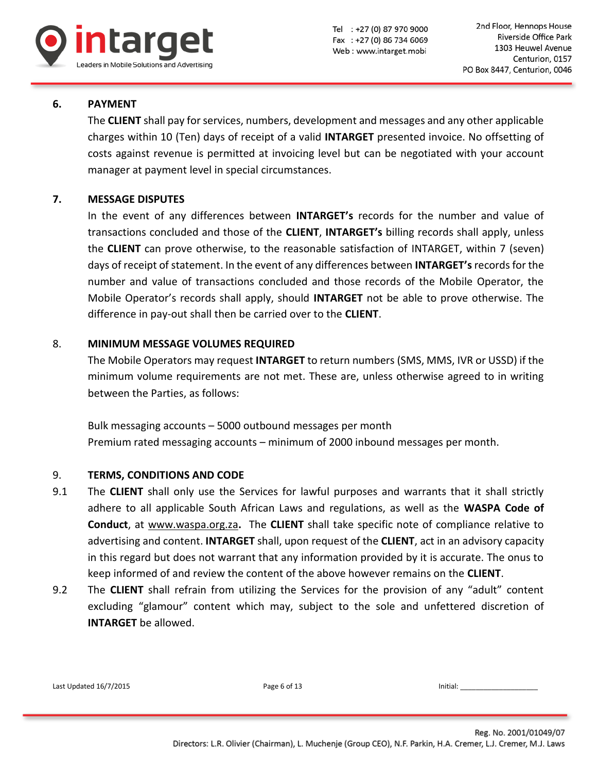## 6. PAYMENT

The **CLIENT** shall pay for services, numbers, development and messages and any other applicable charges within 10 (Ten) days of receipt of a valid **INTARGET** presented invoice. No offsetting of costs against revenue is permitted at invoicing level but can be negotiated with your account manager at payment level in special circumstances.

## 7. MESSAGE DISPUTES

In the event of any differences between **INTARGET's** records for the number and value of transactions concluded and those of the **CLIENT**, **INTARGET's** billing records shall apply, unless the **CLIENT** can prove otherwise, to the reasonable satisfaction of INTARGET, within 7 (seven) days of receipt of statement. In the event of any differences between **INTARGET's** records for the number and value of transactions concluded and those records of the Mobile Operator, the Mobile Operator's records shall apply, should **INTARGET** not be able to prove otherwise. The difference in pay-out shall then be carried over to the **CLIENT**.

## 8. MINIMUM MESSAGE VOLUMES REQUIRED

The Mobile Operators may request **INTARGET** to return numbers (SMS, MMS, IVR or USSD) if the minimum volume requirements are not met. These are, unless otherwise agreed to in writing between the Parties, as follows:

Bulk messaging accounts – 5000 outbound messages per month
Premium rated messaging accounts – minimum of 2000 inbound messages per month.

## 9. TERMS, CONDITIONS AND CODE

9.1 The **CLIENT** shall only use the Services for lawful purposes and warrants that it shall strictly adhere to all applicable South African Laws and regulations, as well as the **WASPA Code of Conduct**, at www.waspa.org.za**.** The **CLIENT** shall take specific note of compliance relative to advertising and content. **INTARGET** shall, upon request of the **CLIENT**, act in an advisory capacity in this regard but does not warrant that any information provided by it is accurate. The onus to keep informed of and review the content of the above however remains on the **CLIENT**.

9.2 The **CLIENT** shall refrain from utilizing the Services for the provision of any "adult" content excluding "glamour" content which may, subject to the sole and unfettered discretion of **INTARGET** be allowed.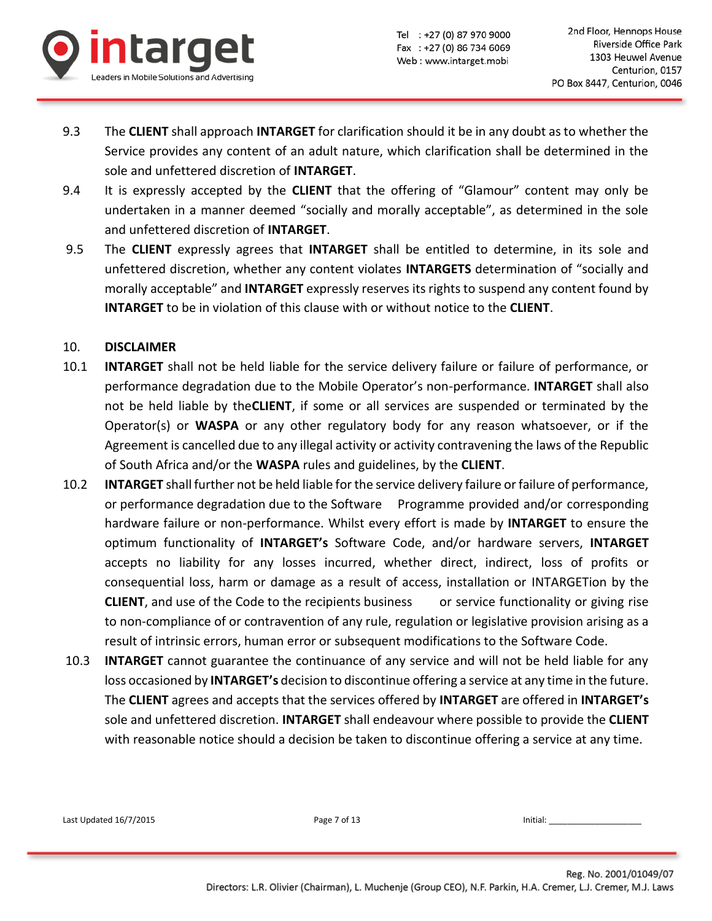9.3 The **CLIENT** shall approach **INTARGET** for clarification should it be in any doubt as to whether the Service provides any content of an adult nature, which clarification shall be determined in the sole and unfettered discretion of **INTARGET**.

9.4 It is expressly accepted by the **CLIENT** that the offering of "Glamour" content may only be undertaken in a manner deemed "socially and morally acceptable", as determined in the sole and unfettered discretion of **INTARGET**.

9.5 The **CLIENT** expressly agrees that **INTARGET** shall be entitled to determine, in its sole and unfettered discretion, whether any content violates **INTARGETS** determination of "socially and morally acceptable" and **INTARGET** expressly reserves its rights to suspend any content found by **INTARGET** to be in violation of this clause with or without notice to the **CLIENT**.

## 10. DISCLAIMER

10.1 **INTARGET** shall not be held liable for the service delivery failure or failure of performance, or performance degradation due to the Mobile Operator's non-performance. **INTARGET** shall also not be held liable by the**CLIENT**, if some or all services are suspended or terminated by the Operator(s) or **WASPA** or any other regulatory body for any reason whatsoever, or if the Agreement is cancelled due to any illegal activity or activity contravening the laws of the Republic of South Africa and/or the **WASPA** rules and guidelines, by the **CLIENT**.

10.2 **INTARGET** shall further not be held liable for the service delivery failure or failure of performance, or performance degradation due to the Software Programme provided and/or corresponding hardware failure or non-performance. Whilst every effort is made by **INTARGET** to ensure the optimum functionality of **INTARGET's** Software Code, and/or hardware servers, **INTARGET** accepts no liability for any losses incurred, whether direct, indirect, loss of profits or consequential loss, harm or damage as a result of access, installation or INTARGETion by the **CLIENT**, and use of the Code to the recipients business or service functionality or giving rise to non-compliance of or contravention of any rule, regulation or legislative provision arising as a result of intrinsic errors, human error or subsequent modifications to the Software Code.

10.3 **INTARGET** cannot guarantee the continuance of any service and will not be held liable for any loss occasioned by **INTARGET's** decision to discontinue offering a service at any time in the future. The **CLIENT** agrees and accepts that the services offered by **INTARGET** are offered in **INTARGET's** sole and unfettered discretion. **INTARGET** shall endeavour where possible to provide the **CLIENT** with reasonable notice should a decision be taken to discontinue offering a service at any time.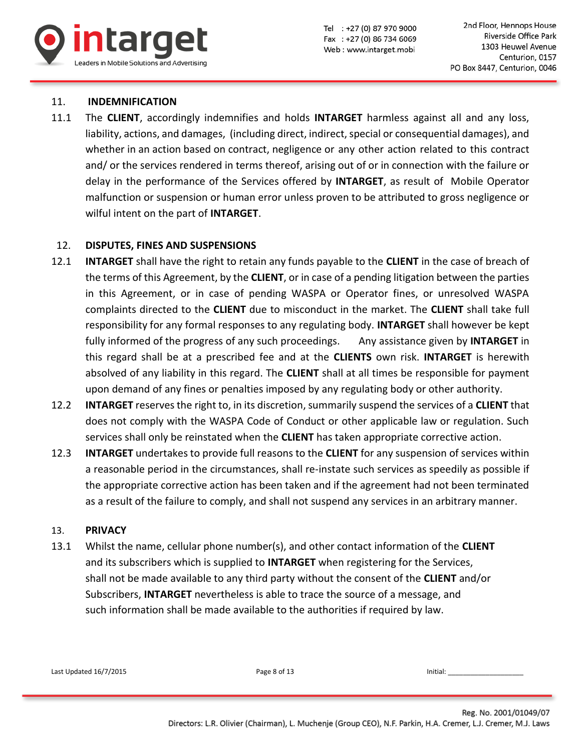## 11. INDEMNIFICATION

11.1 The **CLIENT**, accordingly indemnifies and holds **INTARGET** harmless against all and any loss, liability, actions, and damages, (including direct, indirect, special or consequential damages), and whether in an action based on contract, negligence or any other action related to this contract and/ or the services rendered in terms thereof, arising out of or in connection with the failure or delay in the performance of the Services offered by **INTARGET**, as result of Mobile Operator malfunction or suspension or human error unless proven to be attributed to gross negligence or wilful intent on the part of **INTARGET**.

## 12. DISPUTES, FINES AND SUSPENSIONS

12.1 **INTARGET** shall have the right to retain any funds payable to the **CLIENT** in the case of breach of the terms of this Agreement, by the **CLIENT**, or in case of a pending litigation between the parties in this Agreement, or in case of pending WASPA or Operator fines, or unresolved WASPA complaints directed to the **CLIENT** due to misconduct in the market. The **CLIENT** shall take full responsibility for any formal responses to any regulating body. **INTARGET** shall however be kept fully informed of the progress of any such proceedings. Any assistance given by **INTARGET** in this regard shall be at a prescribed fee and at the **CLIENTS** own risk. **INTARGET** is herewith absolved of any liability in this regard. The **CLIENT** shall at all times be responsible for payment upon demand of any fines or penalties imposed by any regulating body or other authority.

12.2 **INTARGET** reserves the right to, in its discretion, summarily suspend the services of a **CLIENT** that does not comply with the WASPA Code of Conduct or other applicable law or regulation. Such services shall only be reinstated when the **CLIENT** has taken appropriate corrective action.

12.3 **INTARGET** undertakes to provide full reasons to the **CLIENT** for any suspension of services within a reasonable period in the circumstances, shall re-instate such services as speedily as possible if the appropriate corrective action has been taken and if the agreement had not been terminated as a result of the failure to comply, and shall not suspend any services in an arbitrary manner.

## 13. PRIVACY

13.1 Whilst the name, cellular phone number(s), and other contact information of the **CLIENT** and its subscribers which is supplied to **INTARGET** when registering for the Services, shall not be made available to any third party without the consent of the **CLIENT** and/or Subscribers, **INTARGET** nevertheless is able to trace the source of a message, and such information shall be made available to the authorities if required by law.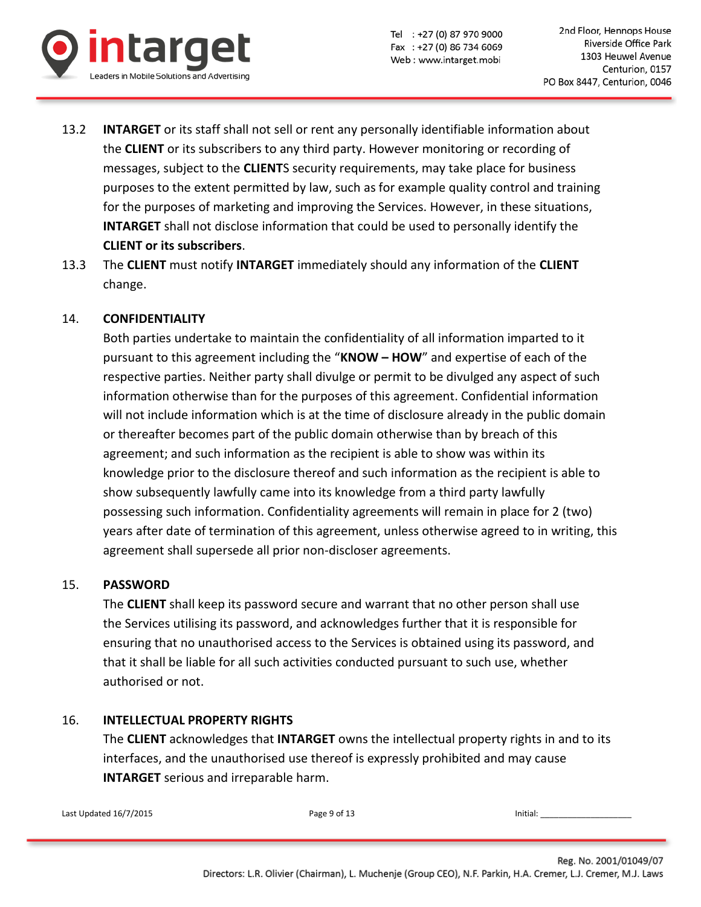13.2 **INTARGET** or its staff shall not sell or rent any personally identifiable information about the **CLIENT** or its subscribers to any third party. However monitoring or recording of messages, subject to the **CLIENT**S security requirements, may take place for business purposes to the extent permitted by law, such as for example quality control and training for the purposes of marketing and improving the Services. However, in these situations, **INTARGET** shall not disclose information that could be used to personally identify the **CLIENT or its subscribers**.

13.3 The **CLIENT** must notify **INTARGET** immediately should any information of the **CLIENT** change.

## 14. CONFIDENTIALITY

Both parties undertake to maintain the confidentiality of all information imparted to it pursuant to this agreement including the "**KNOW – HOW**" and expertise of each of the respective parties. Neither party shall divulge or permit to be divulged any aspect of such information otherwise than for the purposes of this agreement. Confidential information will not include information which is at the time of disclosure already in the public domain or thereafter becomes part of the public domain otherwise than by breach of this agreement; and such information as the recipient is able to show was within its knowledge prior to the disclosure thereof and such information as the recipient is able to show subsequently lawfully came into its knowledge from a third party lawfully possessing such information. Confidentiality agreements will remain in place for 2 (two) years after date of termination of this agreement, unless otherwise agreed to in writing, this agreement shall supersede all prior non-discloser agreements.

## 15. PASSWORD

The **CLIENT** shall keep its password secure and warrant that no other person shall use the Services utilising its password, and acknowledges further that it is responsible for ensuring that no unauthorised access to the Services is obtained using its password, and that it shall be liable for all such activities conducted pursuant to such use, whether authorised or not.

## 16. INTELLECTUAL PROPERTY RIGHTS

The **CLIENT** acknowledges that **INTARGET** owns the intellectual property rights in and to its interfaces, and the unauthorised use thereof is expressly prohibited and may cause **INTARGET** serious and irreparable harm.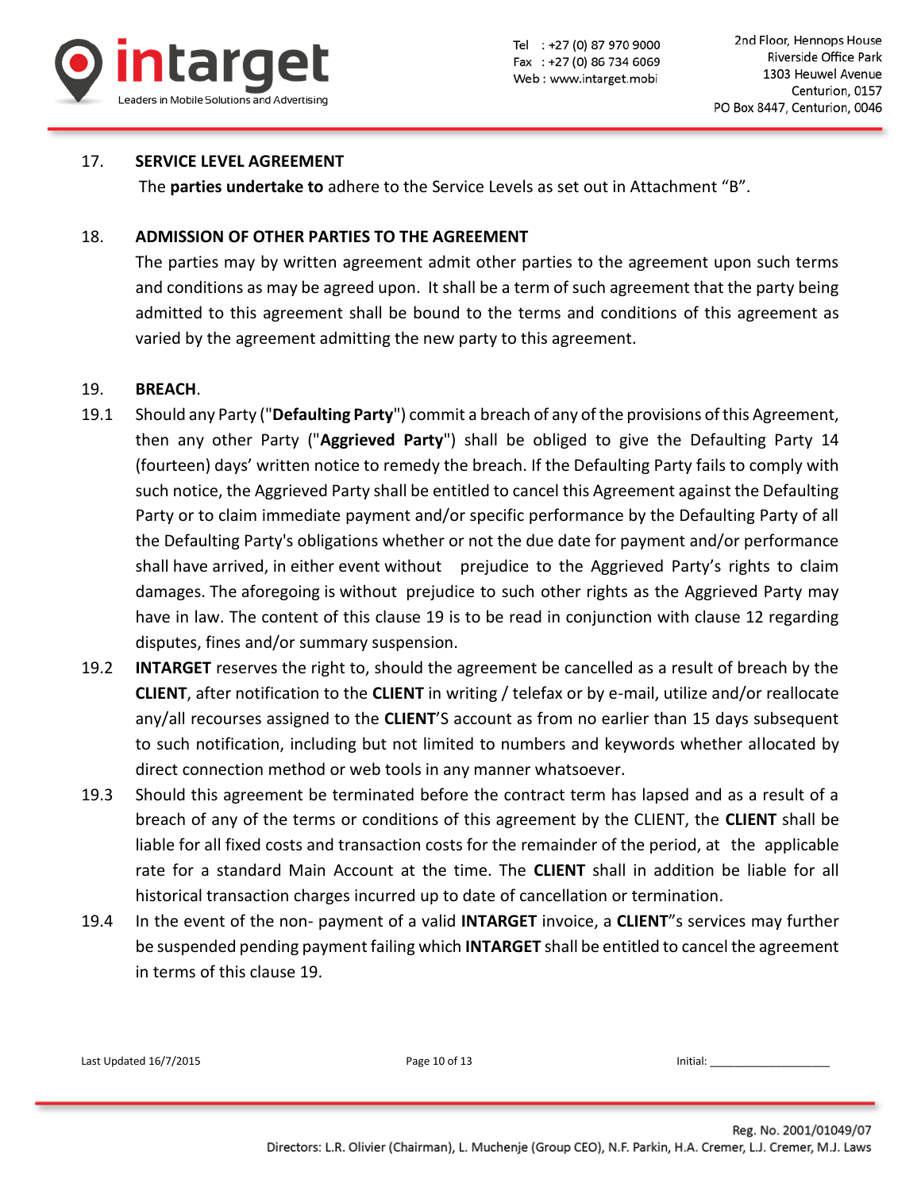17. **SERVICE LEVEL AGREEMENT**

The **parties undertake to** adhere to the Service Levels as set out in Attachment "B".

18. **ADMISSION OF OTHER PARTIES TO THE AGREEMENT**

The parties may by written agreement admit other parties to the agreement upon such terms and conditions as may be agreed upon. It shall be a term of such agreement that the party being admitted to this agreement shall be bound to the terms and conditions of this agreement as varied by the agreement admitting the new party to this agreement.

19. **BREACH**.

19.1 Should any Party ("**Defaulting Party**") commit a breach of any of the provisions of this Agreement, then any other Party ("**Aggrieved Party**") shall be obliged to give the Defaulting Party 14 (fourteen) days' written notice to remedy the breach. If the Defaulting Party fails to comply with such notice, the Aggrieved Party shall be entitled to cancel this Agreement against the Defaulting Party or to claim immediate payment and/or specific performance by the Defaulting Party of all the Defaulting Party's obligations whether or not the due date for payment and/or performance shall have arrived, in either event without prejudice to the Aggrieved Party's rights to claim damages. The aforegoing is without prejudice to such other rights as the Aggrieved Party may have in law. The content of this clause 19 is to be read in conjunction with clause 12 regarding disputes, fines and/or summary suspension.

19.2 **INTARGET** reserves the right to, should the agreement be cancelled as a result of breach by the **CLIENT**, after notification to the **CLIENT** in writing / telefax or by e-mail, utilize and/or reallocate any/all recourses assigned to the **CLIENT**'S account as from no earlier than 15 days subsequent to such notification, including but not limited to numbers and keywords whether allocated by direct connection method or web tools in any manner whatsoever.

19.3 Should this agreement be terminated before the contract term has lapsed and as a result of a breach of any of the terms or conditions of this agreement by the CLIENT, the **CLIENT** shall be liable for all fixed costs and transaction costs for the remainder of the period, at the applicable rate for a standard Main Account at the time. The **CLIENT** shall in addition be liable for all historical transaction charges incurred up to date of cancellation or termination.

19.4 In the event of the non- payment of a valid **INTARGET** invoice, a **CLIENT**"s services may further be suspended pending payment failing which **INTARGET** shall be entitled to cancel the agreement in terms of this clause 19.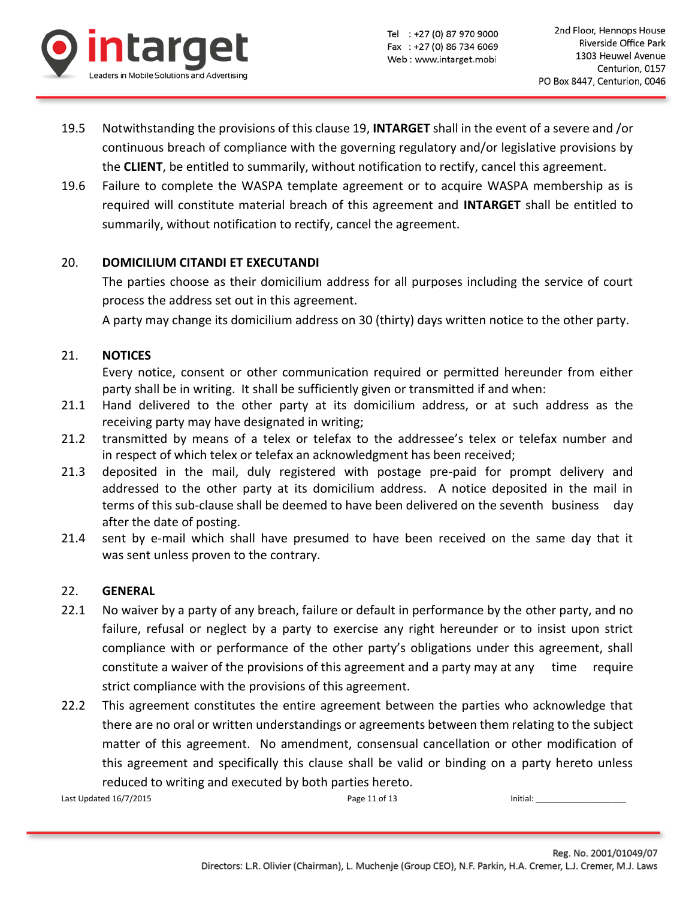19.5 Notwithstanding the provisions of this clause 19, **INTARGET** shall in the event of a severe and /or continuous breach of compliance with the governing regulatory and/or legislative provisions by the **CLIENT**, be entitled to summarily, without notification to rectify, cancel this agreement.

19.6 Failure to complete the WASPA template agreement or to acquire WASPA membership as is required will constitute material breach of this agreement and **INTARGET** shall be entitled to summarily, without notification to rectify, cancel the agreement.

## 20. DOMICILIUM CITANDI ET EXECUTANDI

The parties choose as their domicilium address for all purposes including the service of court process the address set out in this agreement.

A party may change its domicilium address on 30 (thirty) days written notice to the other party.

## 21. NOTICES

Every notice, consent or other communication required or permitted hereunder from either party shall be in writing. It shall be sufficiently given or transmitted if and when:

21.1 Hand delivered to the other party at its domicilium address, or at such address as the receiving party may have designated in writing;

21.2 transmitted by means of a telex or telefax to the addressee's telex or telefax number and in respect of which telex or telefax an acknowledgment has been received;

21.3 deposited in the mail, duly registered with postage pre-paid for prompt delivery and addressed to the other party at its domicilium address. A notice deposited in the mail in terms of this sub-clause shall be deemed to have been delivered on the seventh business day after the date of posting.

21.4 sent by e-mail which shall have presumed to have been received on the same day that it was sent unless proven to the contrary.

## 22. GENERAL

22.1 No waiver by a party of any breach, failure or default in performance by the other party, and no failure, refusal or neglect by a party to exercise any right hereunder or to insist upon strict compliance with or performance of the other party's obligations under this agreement, shall constitute a waiver of the provisions of this agreement and a party may at any time require strict compliance with the provisions of this agreement.

22.2 This agreement constitutes the entire agreement between the parties who acknowledge that there are no oral or written understandings or agreements between them relating to the subject matter of this agreement. No amendment, consensual cancellation or other modification of this agreement and specifically this clause shall be valid or binding on a party hereto unless reduced to writing and executed by both parties hereto.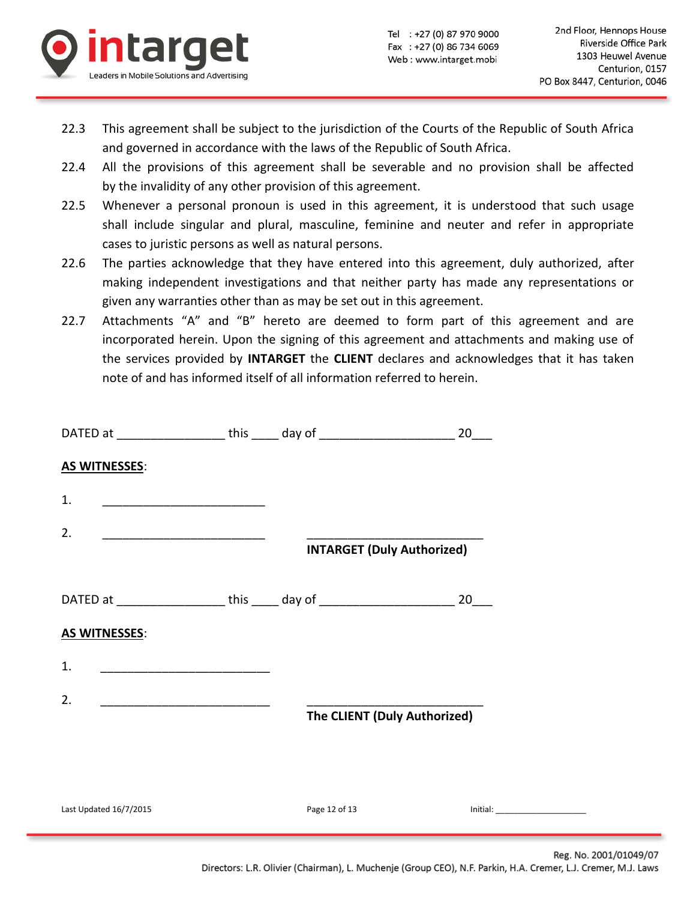22.3 This agreement shall be subject to the jurisdiction of the Courts of the Republic of South Africa and governed in accordance with the laws of the Republic of South Africa.

22.4 All the provisions of this agreement shall be severable and no provision shall be affected by the invalidity of any other provision of this agreement.

22.5 Whenever a personal pronoun is used in this agreement, it is understood that such usage shall include singular and plural, masculine, feminine and neuter and refer in appropriate cases to juristic persons as well as natural persons.

22.6 The parties acknowledge that they have entered into this agreement, duly authorized, after making independent investigations and that neither party has made any representations or given any warranties other than as may be set out in this agreement.

22.7 Attachments "A" and "B" hereto are deemed to form part of this agreement and are incorporated herein. Upon the signing of this agreement and attachments and making use of the services provided by **INTARGET** the **CLIENT** declares and acknowledges that it has taken note of and has informed itself of all information referred to herein.

DATED at ________________ this ____ day of ____________________ 20___

**AS WITNESSES**:

1. ________________________

2. ________________________ __________________________

**INTARGET (Duly Authorized)**

DATED at ________________ this ____ day of ____________________ 20___

**AS WITNESSES**:

1. _________________________

2. _________________________ __________________________

**The CLIENT (Duly Authorized)**

Last Updated 16/7/2015

Initial: ___________________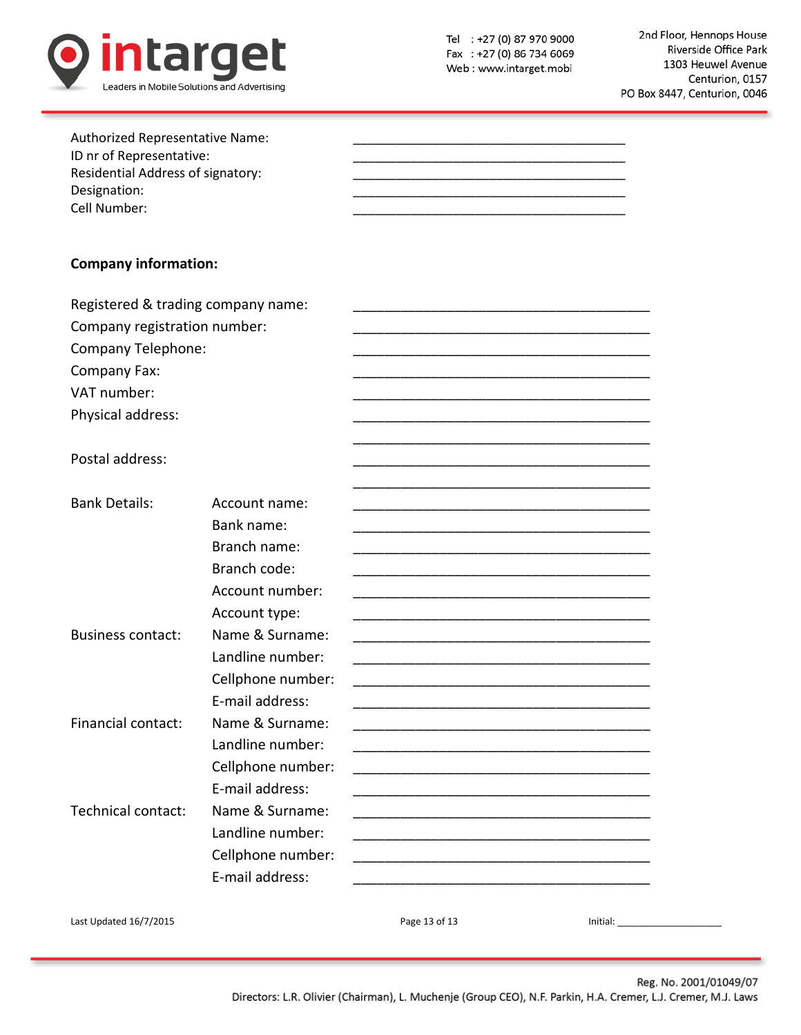Authorized Representative Name: \_\_\_\_\_\_\_\_\_\_\_\_\_\_\_\_\_\_\_\_\_\_\_\_\_\_\_\_\_\_\_\_\_\_\_\_\_\_\_\_
ID nr of Representative: \_\_\_\_\_\_\_\_\_\_\_\_\_\_\_\_\_\_\_\_\_\_\_\_\_\_\_\_\_\_\_\_\_\_\_\_\_\_\_\_
Residential Address of signatory: \_\_\_\_\_\_\_\_\_\_\_\_\_\_\_\_\_\_\_\_\_\_\_\_\_\_\_\_\_\_\_\_\_\_\_\_\_\_\_\_
Designation: \_\_\_\_\_\_\_\_\_\_\_\_\_\_\_\_\_\_\_\_\_\_\_\_\_\_\_\_\_\_\_\_\_\_\_\_\_\_\_\_
Cell Number: \_\_\_\_\_\_\_\_\_\_\_\_\_\_\_\_\_\_\_\_\_\_\_\_\_\_\_\_\_\_\_\_\_\_\_\_\_\_\_\_

**Company information:**

| | | |
|---|---|---|
| Registered & trading company name: | | \_\_\_\_\_\_\_\_\_\_\_\_\_\_\_\_\_\_\_\_\_\_\_\_\_\_\_\_\_\_\_\_\_\_\_\_\_\_\_\_ |
| Company registration number: | | \_\_\_\_\_\_\_\_\_\_\_\_\_\_\_\_\_\_\_\_\_\_\_\_\_\_\_\_\_\_\_\_\_\_\_\_\_\_\_\_ |
| Company Telephone: | | \_\_\_\_\_\_\_\_\_\_\_\_\_\_\_\_\_\_\_\_\_\_\_\_\_\_\_\_\_\_\_\_\_\_\_\_\_\_\_\_ |
| Company Fax: | | \_\_\_\_\_\_\_\_\_\_\_\_\_\_\_\_\_\_\_\_\_\_\_\_\_\_\_\_\_\_\_\_\_\_\_\_\_\_\_\_ |
| VAT number: | | \_\_\_\_\_\_\_\_\_\_\_\_\_\_\_\_\_\_\_\_\_\_\_\_\_\_\_\_\_\_\_\_\_\_\_\_\_\_\_\_ |
| Physical address: | | \_\_\_\_\_\_\_\_\_\_\_\_\_\_\_\_\_\_\_\_\_\_\_\_\_\_\_\_\_\_\_\_\_\_\_\_\_\_\_\_ |
| | | \_\_\_\_\_\_\_\_\_\_\_\_\_\_\_\_\_\_\_\_\_\_\_\_\_\_\_\_\_\_\_\_\_\_\_\_\_\_\_\_ |
| Postal address: | | \_\_\_\_\_\_\_\_\_\_\_\_\_\_\_\_\_\_\_\_\_\_\_\_\_\_\_\_\_\_\_\_\_\_\_\_\_\_\_\_ |
| | | \_\_\_\_\_\_\_\_\_\_\_\_\_\_\_\_\_\_\_\_\_\_\_\_\_\_\_\_\_\_\_\_\_\_\_\_\_\_\_\_ |
| Bank Details: | Account name: | \_\_\_\_\_\_\_\_\_\_\_\_\_\_\_\_\_\_\_\_\_\_\_\_\_\_\_\_\_\_\_\_\_\_\_\_\_\_\_\_ |
| | Bank name: | \_\_\_\_\_\_\_\_\_\_\_\_\_\_\_\_\_\_\_\_\_\_\_\_\_\_\_\_\_\_\_\_\_\_\_\_\_\_\_\_ |
| | Branch name: | \_\_\_\_\_\_\_\_\_\_\_\_\_\_\_\_\_\_\_\_\_\_\_\_\_\_\_\_\_\_\_\_\_\_\_\_\_\_\_\_ |
| | Branch code: | \_\_\_\_\_\_\_\_\_\_\_\_\_\_\_\_\_\_\_\_\_\_\_\_\_\_\_\_\_\_\_\_\_\_\_\_\_\_\_\_ |
| | Account number: | \_\_\_\_\_\_\_\_\_\_\_\_\_\_\_\_\_\_\_\_\_\_\_\_\_\_\_\_\_\_\_\_\_\_\_\_\_\_\_\_ |
| | Account type: | \_\_\_\_\_\_\_\_\_\_\_\_\_\_\_\_\_\_\_\_\_\_\_\_\_\_\_\_\_\_\_\_\_\_\_\_\_\_\_\_ |
| Business contact: | Name & Surname: | \_\_\_\_\_\_\_\_\_\_\_\_\_\_\_\_\_\_\_\_\_\_\_\_\_\_\_\_\_\_\_\_\_\_\_\_\_\_\_\_ |
| | Landline number: | \_\_\_\_\_\_\_\_\_\_\_\_\_\_\_\_\_\_\_\_\_\_\_\_\_\_\_\_\_\_\_\_\_\_\_\_\_\_\_\_ |
| | Cellphone number: | \_\_\_\_\_\_\_\_\_\_\_\_\_\_\_\_\_\_\_\_\_\_\_\_\_\_\_\_\_\_\_\_\_\_\_\_\_\_\_\_ |
| | E-mail address: | \_\_\_\_\_\_\_\_\_\_\_\_\_\_\_\_\_\_\_\_\_\_\_\_\_\_\_\_\_\_\_\_\_\_\_\_\_\_\_\_ |
| Financial contact: | Name & Surname: | \_\_\_\_\_\_\_\_\_\_\_\_\_\_\_\_\_\_\_\_\_\_\_\_\_\_\_\_\_\_\_\_\_\_\_\_\_\_\_\_ |
| | Landline number: | \_\_\_\_\_\_\_\_\_\_\_\_\_\_\_\_\_\_\_\_\_\_\_\_\_\_\_\_\_\_\_\_\_\_\_\_\_\_\_\_ |
| | Cellphone number: | \_\_\_\_\_\_\_\_\_\_\_\_\_\_\_\_\_\_\_\_\_\_\_\_\_\_\_\_\_\_\_\_\_\_\_\_\_\_\_\_ |
| | E-mail address: | \_\_\_\_\_\_\_\_\_\_\_\_\_\_\_\_\_\_\_\_\_\_\_\_\_\_\_\_\_\_\_\_\_\_\_\_\_\_\_\_ |
| Technical contact: | Name & Surname: | \_\_\_\_\_\_\_\_\_\_\_\_\_\_\_\_\_\_\_\_\_\_\_\_\_\_\_\_\_\_\_\_\_\_\_\_\_\_\_\_ |
| | Landline number: | \_\_\_\_\_\_\_\_\_\_\_\_\_\_\_\_\_\_\_\_\_\_\_\_\_\_\_\_\_\_\_\_\_\_\_\_\_\_\_\_ |
| | Cellphone number: | \_\_\_\_\_\_\_\_\_\_\_\_\_\_\_\_\_\_\_\_\_\_\_\_\_\_\_\_\_\_\_\_\_\_\_\_\_\_\_\_ |
| | E-mail address: | \_\_\_\_\_\_\_\_\_\_\_\_\_\_\_\_\_\_\_\_\_\_\_\_\_\_\_\_\_\_\_\_\_\_\_\_\_\_\_\_ |

Initial: \_\_\_\_\_\_\_\_\_\_\_\_\_\_\_\_\_\_\_\_